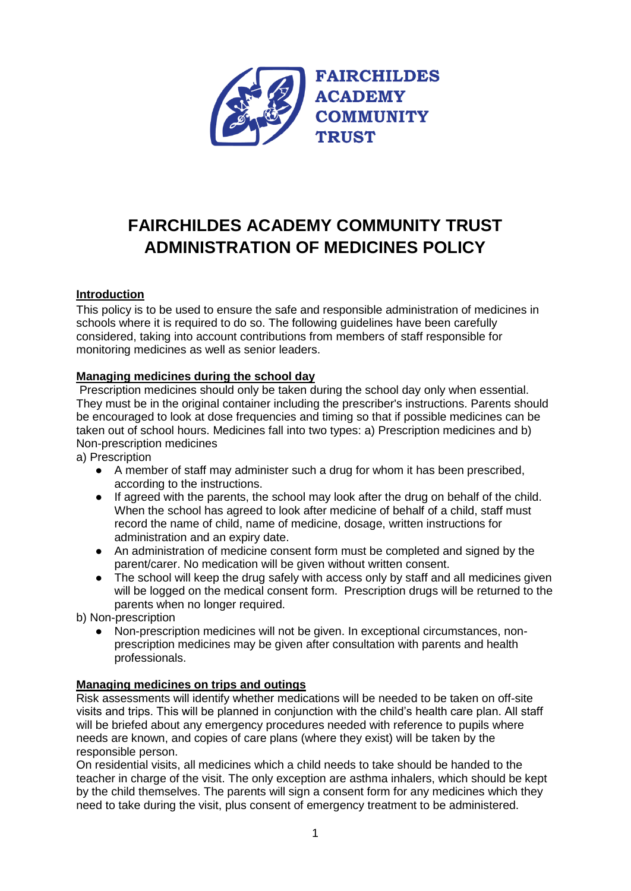FAIRCHILDES ACADEMY COMMUNITY TRUST

# FAIRCHILDES ACADEMY COMMUNITY TRUST ADMINISTRATION OF MEDICINES POLICY

## Introduction

This policy is to be used to ensure the safe and responsible administration of medicines in schools where it is required to do so. The following guidelines have been carefully considered, taking into account contributions from members of staff responsible for monitoring medicines as well as senior leaders.

## Managing medicines during the school day

Prescription medicines should only be taken during the school day only when essential. They must be in the original container including the prescriber's instructions. Parents should be encouraged to look at dose frequencies and timing so that if possible medicines can be taken out of school hours. Medicines fall into two types: a) Prescription medicines and b) Non-prescription medicines

a) Prescription

- A member of staff may administer such a drug for whom it has been prescribed, according to the instructions.
- If agreed with the parents, the school may look after the drug on behalf of the child. When the school has agreed to look after medicine of behalf of a child, staff must record the name of child, name of medicine, dosage, written instructions for administration and an expiry date.
- An administration of medicine consent form must be completed and signed by the parent/carer. No medication will be given without written consent.
- The school will keep the drug safely with access only by staff and all medicines given will be logged on the medical consent form. Prescription drugs will be returned to the parents when no longer required.

b) Non-prescription

- Non-prescription medicines will not be given. In exceptional circumstances, non-prescription medicines may be given after consultation with parents and health professionals.

## Managing medicines on trips and outings

Risk assessments will identify whether medications will be needed to be taken on off-site visits and trips. This will be planned in conjunction with the child's health care plan. All staff will be briefed about any emergency procedures needed with reference to pupils where needs are known, and copies of care plans (where they exist) will be taken by the responsible person.

On residential visits, all medicines which a child needs to take should be handed to the teacher in charge of the visit. The only exception are asthma inhalers, which should be kept by the child themselves. The parents will sign a consent form for any medicines which they need to take during the visit, plus consent of emergency treatment to be administered.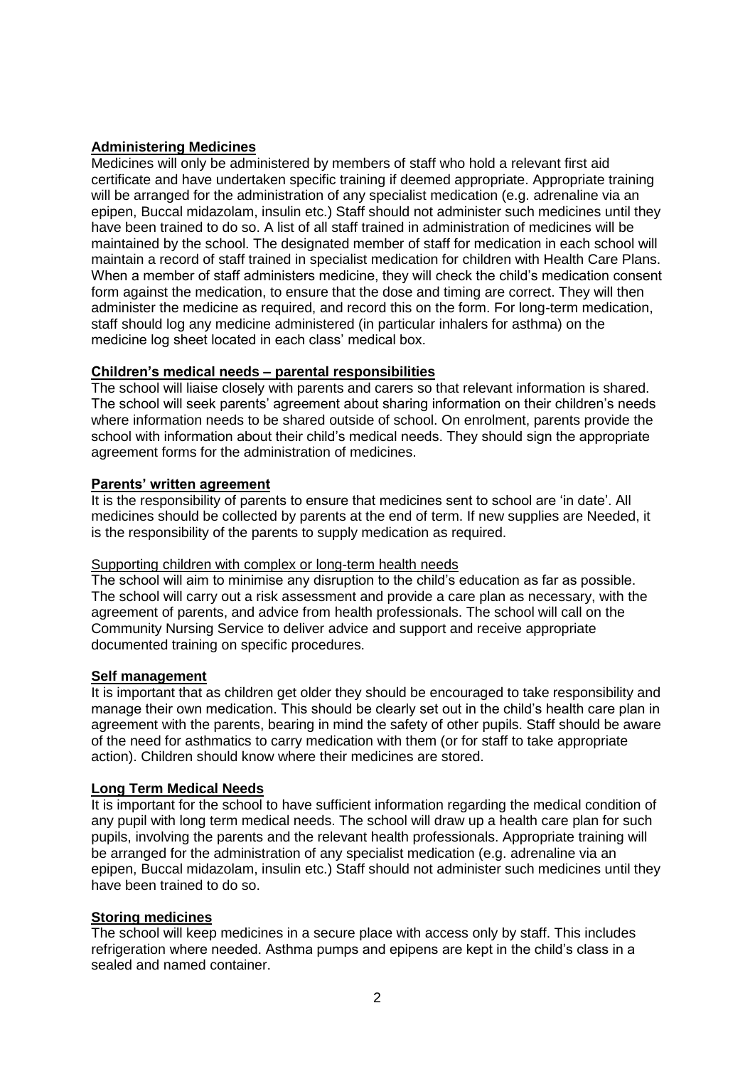**Administering Medicines**

Medicines will only be administered by members of staff who hold a relevant first aid certificate and have undertaken specific training if deemed appropriate. Appropriate training will be arranged for the administration of any specialist medication (e.g. adrenaline via an epipen, Buccal midazolam, insulin etc.) Staff should not administer such medicines until they have been trained to do so. A list of all staff trained in administration of medicines will be maintained by the school. The designated member of staff for medication in each school will maintain a record of staff trained in specialist medication for children with Health Care Plans. When a member of staff administers medicine, they will check the child's medication consent form against the medication, to ensure that the dose and timing are correct. They will then administer the medicine as required, and record this on the form. For long-term medication, staff should log any medicine administered (in particular inhalers for asthma) on the medicine log sheet located in each class' medical box.

**Children's medical needs – parental responsibilities**

The school will liaise closely with parents and carers so that relevant information is shared. The school will seek parents' agreement about sharing information on their children's needs where information needs to be shared outside of school. On enrolment, parents provide the school with information about their child's medical needs. They should sign the appropriate agreement forms for the administration of medicines.

**Parents' written agreement**

It is the responsibility of parents to ensure that medicines sent to school are 'in date'. All medicines should be collected by parents at the end of term. If new supplies are Needed, it is the responsibility of the parents to supply medication as required.

Supporting children with complex or long-term health needs

The school will aim to minimise any disruption to the child's education as far as possible. The school will carry out a risk assessment and provide a care plan as necessary, with the agreement of parents, and advice from health professionals. The school will call on the Community Nursing Service to deliver advice and support and receive appropriate documented training on specific procedures.

**Self management**

It is important that as children get older they should be encouraged to take responsibility and manage their own medication. This should be clearly set out in the child's health care plan in agreement with the parents, bearing in mind the safety of other pupils. Staff should be aware of the need for asthmatics to carry medication with them (or for staff to take appropriate action). Children should know where their medicines are stored.

**Long Term Medical Needs**

It is important for the school to have sufficient information regarding the medical condition of any pupil with long term medical needs. The school will draw up a health care plan for such pupils, involving the parents and the relevant health professionals. Appropriate training will be arranged for the administration of any specialist medication (e.g. adrenaline via an epipen, Buccal midazolam, insulin etc.) Staff should not administer such medicines until they have been trained to do so.

**Storing medicines**

The school will keep medicines in a secure place with access only by staff. This includes refrigeration where needed. Asthma pumps and epipens are kept in the child's class in a sealed and named container.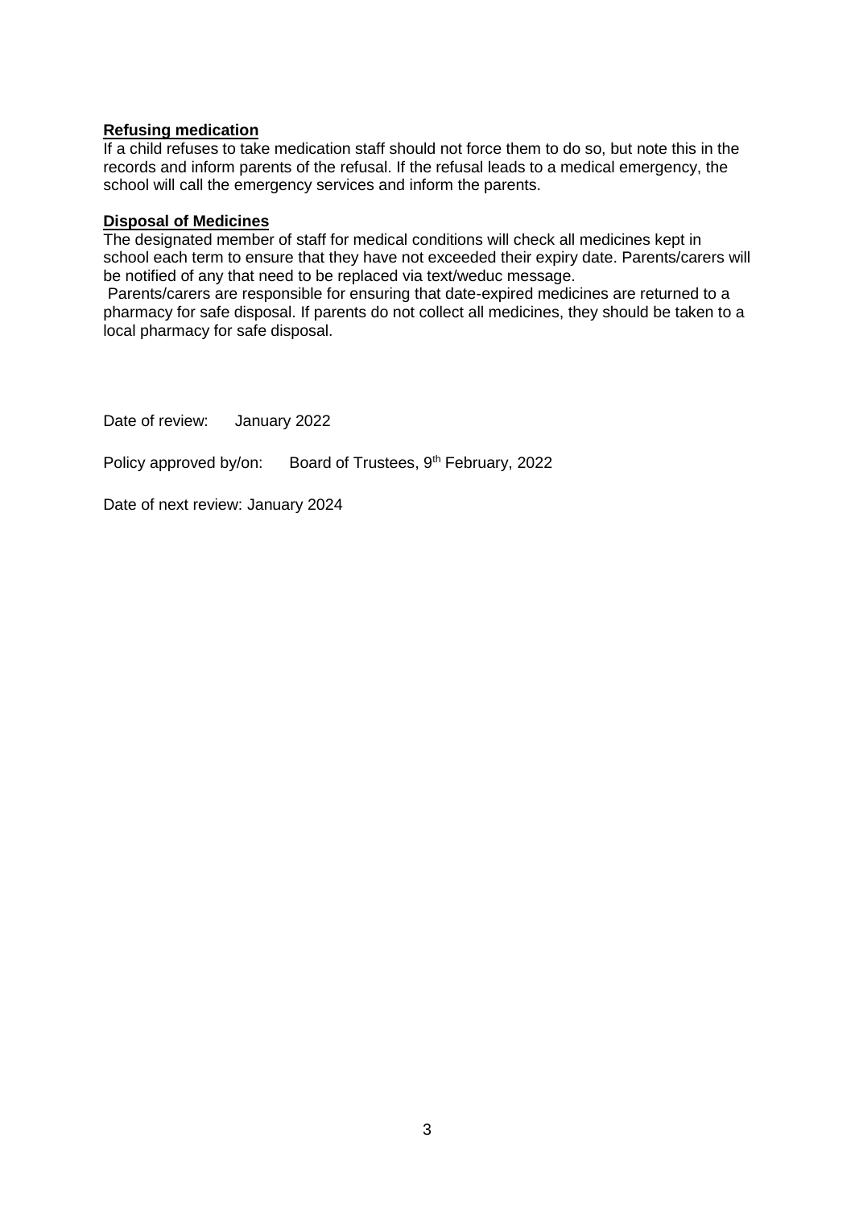**Refusing medication**

If a child refuses to take medication staff should not force them to do so, but note this in the records and inform parents of the refusal. If the refusal leads to a medical emergency, the school will call the emergency services and inform the parents.

**Disposal of Medicines**

The designated member of staff for medical conditions will check all medicines kept in school each term to ensure that they have not exceeded their expiry date. Parents/carers will be notified of any that need to be replaced via text/weduc message.

Parents/carers are responsible for ensuring that date-expired medicines are returned to a pharmacy for safe disposal. If parents do not collect all medicines, they should be taken to a local pharmacy for safe disposal.

Date of review: January 2022

Policy approved by/on: Board of Trustees, 9th February, 2022

Date of next review: January 2024